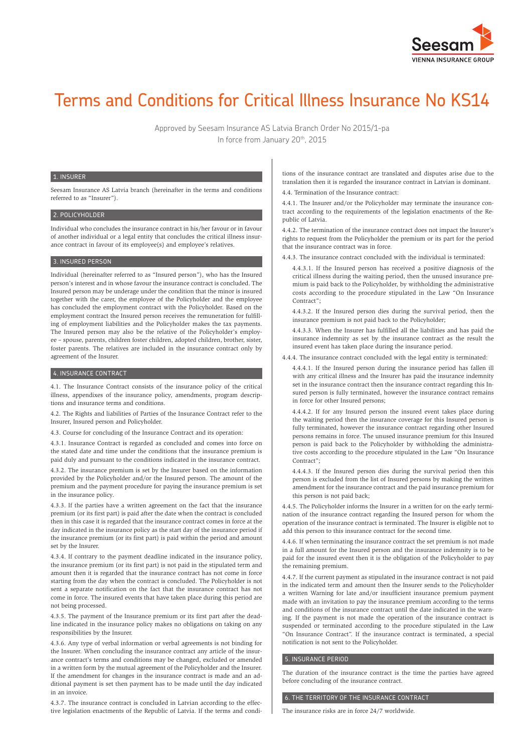# Terms and Conditions for Critical Illness Insurance No KS14

Approved by Seesam Insurance AS Latvia Branch Order No 2015/1-pa
In force from January 20th, 2015

## 1. INSURER

Seesam Insurance AS Latvia branch (hereinafter in the terms and conditions referred to as "Insurer").

## 2. POLICYHOLDER

Individual who concludes the insurance contract in his/her favour or in favour of another individual or a legal entity that concludes the critical illness insurance contract in favour of its employee(s) and employee's relatives.

## 3. INSURED PERSON

Individual (hereinafter referred to as "Insured person"), who has the Insured person's interest and in whose favour the insurance contract is concluded. The Insured person may be underage under the condition that the minor is insured together with the carer, the employee of the Policyholder and the employee has concluded the employment contract with the Policyholder. Based on the employment contract the Insured person receives the remuneration for fulfilling of employment liabilities and the Policyholder makes the tax payments. The Insured person may also be the relative of the Policyholder's employee – spouse, parents, children foster children, adopted children, brother, sister, foster parents. The relatives are included in the insurance contract only by agreement of the Insurer.

## 4. INSURANCE CONTRACT

4.1. The Insurance Contract consists of the insurance policy of the critical illness, appendixes of the insurance policy, amendments, program descriptions and insurance terms and conditions.

4.2. The Rights and liabilities of Parties of the Insurance Contract refer to the Insurer, Insured person and Policyholder.

4.3. Course for concluding of the Insurance Contract and its operation:

4.3.1. Insurance Contract is regarded as concluded and comes into force on the stated date and time under the conditions that the insurance premium is paid duly and pursuant to the conditions indicated in the insurance contract.

4.3.2. The insurance premium is set by the Insurer based on the information provided by the Policyholder and/or the Insured person. The amount of the premium and the payment procedure for paying the insurance premium is set in the insurance policy.

4.3.3. If the parties have a written agreement on the fact that the insurance premium (or its first part) is paid after the date when the contract is concluded then in this case it is regarded that the insurance contract comes in force at the day indicated in the insurance policy as the start day of the insurance period if the insurance premium (or its first part) is paid within the period and amount set by the Insurer.

4.3.4. If contrary to the payment deadline indicated in the insurance policy, the insurance premium (or its first part) is not paid in the stipulated term and amount then it is regarded that the insurance contract has not come in force starting from the day when the contract is concluded. The Policyholder is not sent a separate notification on the fact that the insurance contract has not come in force. The insured events that have taken place during this period are not being processed.

4.3.5. The payment of the Insurance premium or its first part after the deadline indicated in the insurance policy makes no obligations on taking on any responsibilities by the Insurer.

4.3.6. Any type of verbal information or verbal agreements is not binding for the Insurer. When concluding the insurance contract any article of the insurance contract's terms and conditions may be changed, excluded or amended in a written form by the mutual agreement of the Policyholder and the Insurer. If the amendment for changes in the insurance contract is made and an additional payment is set then payment has to be made until the day indicated in an invoice.

4.3.7. The insurance contract is concluded in Latvian according to the effective legislation enactments of the Republic of Latvia. If the terms and conditions of the insurance contract are translated and disputes arise due to the translation then it is regarded the insurance contract in Latvian is dominant.

4.4. Termination of the Insurance contract:

4.4.1. The Insurer and/or the Policyholder may terminate the insurance contract according to the requirements of the legislation enactments of the Republic of Latvia.

4.4.2. The termination of the insurance contract does not impact the Insurer's rights to request from the Policyholder the premium or its part for the period that the insurance contract was in force.

4.4.3. The insurance contract concluded with the individual is terminated:

4.4.3.1. If the Insured person has received a positive diagnosis of the critical illness during the waiting period, then the unused insurance premium is paid back to the Policyholder, by withholding the administrative costs according to the procedure stipulated in the Law "On Insurance Contract";

4.4.3.2. If the Insured person dies during the survival period, then the insurance premium is not paid back to the Policyholder;

4.4.3.3. When the Insurer has fulfilled all the liabilities and has paid the insurance indemnity as set by the insurance contract as the result the insured event has taken place during the insurance period.

4.4.4. The insurance contract concluded with the legal entity is terminated:

4.4.4.1. If the Insured person during the insurance period has fallen ill with any critical illness and the Insurer has paid the insurance indemnity set in the insurance contract then the insurance contract regarding this Insured person is fully terminated, however the insurance contract remains in force for other Insured persons;

4.4.4.2. If for any Insured person the insured event takes place during the waiting period then the insurance coverage for this Insured person is fully terminated, however the insurance contract regarding other Insured persons remains in force. The unused insurance premium for this Insured person is paid back to the Policyholder by withholding the administrative costs according to the procedure stipulated in the Law "On Insurance Contract";

4.4.4.3. If the Insured person dies during the survival period then this person is excluded from the list of Insured persons by making the written amendment for the insurance contract and the paid insurance premium for this person is not paid back;

4.4.5. The Policyholder informs the Insurer in a written for on the early termination of the insurance contract regarding the Insured person for whom the operation of the insurance contract is terminated. The Insurer is eligible not to add this person to this insurance contract for the second time.

4.4.6. If when terminating the insurance contract the set premium is not made in a full amount for the Insured person and the insurance indemnity is to be paid for the insured event then it is the obligation of the Policyholder to pay the remaining premium.

4.4.7. If the current payment as stipulated in the insurance contract is not paid in the indicated term and amount then the Insurer sends to the Policyholder a written Warning for late and/or insufficient insurance premium payment made with an invitation to pay the insurance premium according to the terms and conditions of the insurance contract until the date indicated in the warning. If the payment is not made the operation of the insurance contract is suspended or terminated according to the procedure stipulated in the Law "On Insurance Contract". If the insurance contract is terminated, a special notification is not sent to the Policyholder.

## 5. INSURANCE PERIOD

The duration of the insurance contract is the time the parties have agreed before concluding of the insurance contract.

## 6. THE TERRITORY OF THE INSURANCE CONTRACT

The insurance risks are in force 24/7 worldwide.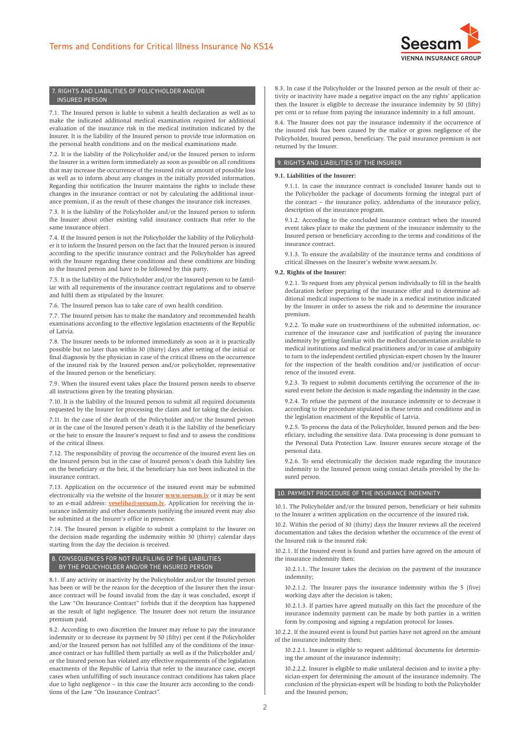## 7. RIGHTS AND LIABILITIES OF POLICYHOLDER AND/OR INSURED PERSON

7.1. The Insured person is liable to submit a health declaration as well as to make the indicated additional medical examination required for additional evaluation of the insurance risk in the medical institution indicated by the Insurer. It is the liability of the Insured person to provide true information on the personal health conditions and on the medical examinations made.

7.2. It is the liability of the Policyholder and/or the Insured person to inform the Insurer in a written form immediately as soon as possible on all conditions that may increase the occurrence of the insured risk or amount of possible loss as well as to inform about any changes in the initially provided information. Regarding this notification the Insurer maintains the rights to include these changes in the insurance contract or not by calculating the additional insurance premium, if as the result of these changes the insurance risk increases.

7.3. It is the liability of the Policyholder and/or the Insured person to inform the Insurer about other existing valid insurance contracts that refer to the same insurance object.

7.4. If the Insured person is not the Policyholder the liability of the Policyholder it to inform the Insured person on the fact that the Insured person is insured according to the specific insurance contract and the Policyholder has agreed with the Insurer regarding these conditions and these conditions are binding to the Insured person and have to be followed by this party.

7.5. It is the liability of the Policyholder and/or the Insured person to be familiar with all requirements of the insurance contract regulations and to observe and fulfil them as stipulated by the Insurer.

7.6. The Insured person has to take care of own health condition.

7.7. The Insured person has to make the mandatory and recommended health examinations according to the effective legislation enactments of the Republic of Latvia.

7.8. The Insurer needs to be informed immediately as soon as it is practically possible but no later than within 30 (thirty) days after setting of the initial or final diagnosis by the physician in case of the critical illness on the occurrence of the insured risk by the Insured person and/or policyholder, representative of the Insured person or the beneficiary.

7.9. When the insured event takes place the Insured person needs to observe all instructions given by the treating physician.

7.10. It is the liability of the Insured person to submit all required documents requested by the Insurer for processing the claim and for taking the decision.

7.11. In the case of the death of the Policyholder and/or the Insured person or in the case of the Insured person's death it is the liability of the beneficiary or the heir to ensure the Insurer's request to find and to assess the conditions of the critical illness.

7.12. The responsibility of proving the occurrence of the insured event lies on the Insured person but in the case of Insured person's death this liability lies on the beneficiary or the heir, if the beneficiary has not been indicated in the insurance contract.

7.13. Application on the occurrence of the insured event may be submitted electronically via the website of the Insurer **www.seesam.lv** or it may be sent to an e-mail address: **veseliba@seesam.lv**. Application for receiving the insurance indemnity and other documents justifying the insured event may also be submitted at the Insurer's office in presence.

7.14. The Insured person is eligible to submit a complaint to the Insurer on the decision made regarding the indemnity within 30 (thirty) calendar days starting from the day the decision is received.

## 8. CONSEQUENCES FOR NOT FULFILLING OF THE LIABILITIES BY THE POLICYHOLDER AND/OR THE INSURED PERSON

8.1. If any activity or inactivity by the Policyholder and/or the Insured person has been or will be the reason for the deception of the Insurer then the insurance contract will be found invalid from the day it was concluded, except if the Law "On Insurance Contract" forbids that if the deception has happened as the result of light negligence. The Insurer does not return the insurance premium paid.

8.2. According to own discretion the Insurer may refuse to pay the insurance indemnity or to decrease its payment by 50 (fifty) per cent if the Policyholder and/or the Insured person has not fulfilled any of the conditions of the insurance contract or has fulfilled them partially as well as if the Policyholder and/or the Insured person has violated any effective requirements of the legislation enactments of the Republic of Latvia that refer to the insurance case, except cases when unfulfilling of such insurance contract conditions has taken place due to light negligence – in this case the Insurer acts according to the conditions of the Law "On Insurance Contract".

8.3. In case if the Policyholder or the Insured person as the result of their activity or inactivity have made a negative impact on the any rights' application then the Insurer is eligible to decrease the insurance indemnity by 50 (fifty) per cent or to refuse from paying the insurance indemnity in a full amount.

8.4. The Insurer does not pay the insurance indemnity if the occurrence of the insured risk has been caused by the malice or gross negligence of the Policyholder, Insured person, beneficiary. The paid insurance premium is not returned by the Insurer.

## 9. RIGHTS AND LIABILITIES OF THE INSURER

**9.1. Liabilities of the Insurer:**

9.1.1. In case the insurance contract is concluded Insurer hands out to the Policyholder the package of documents forming the integral part of the contract – the insurance policy, addendums of the insurance policy, description of the insurance program.

9.1.2. According to the concluded insurance contract when the insured event takes place to make the payment of the insurance indemnity to the Insured person or beneficiary according to the terms and conditions of the insurance contract.

9.1.3. To ensure the availability of the insurance terms and conditions of critical illnesses on the Insurer's website www.seesam.lv.

**9.2. Rights of the Insurer:**

9.2.1. To request from any physical person individually to fill in the health declaration before preparing of the insurance offer and to determine additional medical inspections to be made in a medical institution indicated by the Insurer in order to assess the risk and to determine the insurance premium.

9.2.2. To make sure on trustworthiness of the submitted information, occurrence of the insurance case and justification of paying the insurance indemnity by getting familiar with the medical documentation available to medical institutions and medical practitioners and/or in case of ambiguity to turn to the independent certified physician-expert chosen by the Insurer for the inspection of the health condition and/or justification of occurrence of the insured event.

9.2.3. To request to submit documents certifying the occurrence of the insured event before the decision is made regarding the indemnity in the case.

9.2.4. To refuse the payment of the insurance indemnity or to decrease it according to the procedure stipulated in these terms and conditions and in the legislation enactment of the Republic of Latvia.

9.2.5. To process the data of the Policyholder, Insured person and the beneficiary, including the sensitive data. Data processing is done pursuant to the Personal Data Protection Law. Insurer ensures secure storage of the personal data.

9.2.6. To send electronically the decision made regarding the insurance indemnity to the Insured person using contact details provided by the Insured person.

## 10. PAYMENT PROCEDURE OF THE INSURANCE INDEMNITY

10.1. The Policyholder and/or the Insured person, beneficiary or heir submits to the Insurer a written application on the occurrence of the insured risk.

10.2. Within the period of 30 (thirty) days the Insurer reviews all the received documentation and takes the decision whether the occurrence of the event of the Insured risk is the insured risk:

10.2.1. If the Insured event is found and parties have agreed on the amount of the insurance indemnity then:

10.2.1.1. The Insurer takes the decision on the payment of the insurance indemnity;

10.2.1.2. The Insurer pays the insurance indemnity within the 5 (five) working days after the decision is taken;

10.2.1.3. If parties have agreed mutually on this fact the procedure of the insurance indemnity payment can be made by both parties in a written form by composing and signing a regulation protocol for losses.

10.2.2. If the insured event is found but parties have not agreed on the amount of the insurance indemnity then:

10.2.2.1. Insurer is eligible to request additional documents for determining the amount of the insurance indemnity;

10.2.2.2. Insurer is eligible to make unilateral decision and to invite a physician-expert for determining the amount of the insurance indemnity. The conclusion of the physician-expert will be binding to both the Policyholder and the Insured person;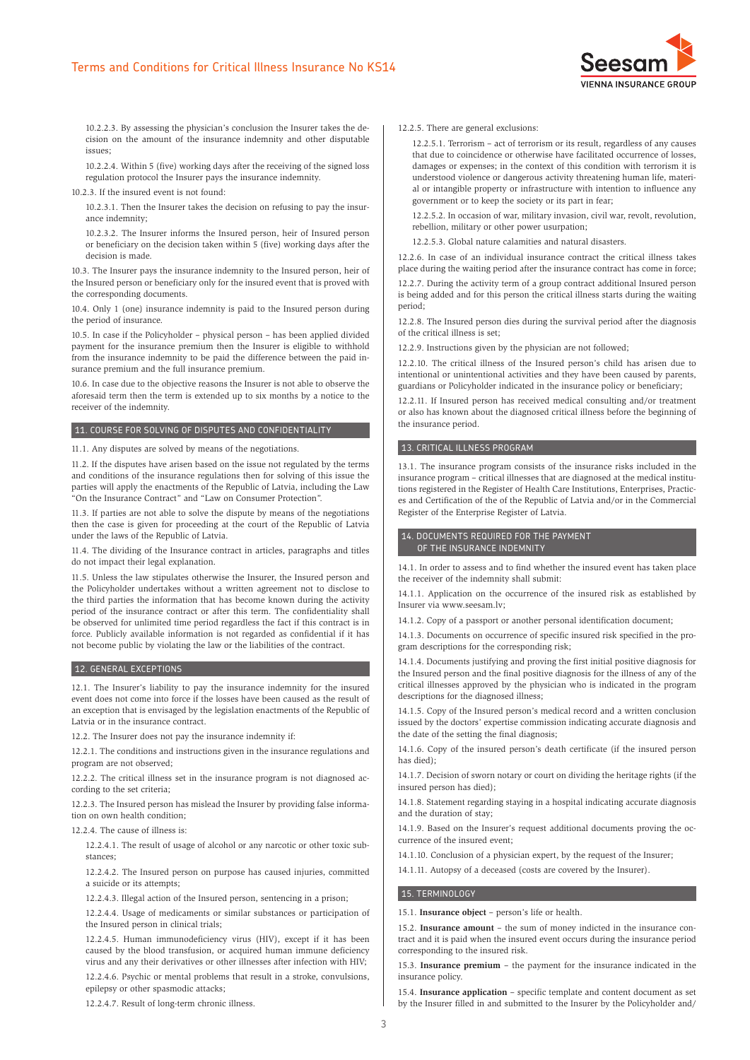10.2.2.3. By assessing the physician's conclusion the Insurer takes the decision on the amount of the insurance indemnity and other disputable issues;

10.2.2.4. Within 5 (five) working days after the receiving of the signed loss regulation protocol the Insurer pays the insurance indemnity.

10.2.3. If the insured event is not found:

10.2.3.1. Then the Insurer takes the decision on refusing to pay the insurance indemnity;

10.2.3.2. The Insurer informs the Insured person, heir of Insured person or beneficiary on the decision taken within 5 (five) working days after the decision is made.

10.3. The Insurer pays the insurance indemnity to the Insured person, heir of the Insured person or beneficiary only for the insured event that is proved with the corresponding documents.

10.4. Only 1 (one) insurance indemnity is paid to the Insured person during the period of insurance.

10.5. In case if the Policyholder – physical person – has been applied divided payment for the insurance premium then the Insurer is eligible to withhold from the insurance indemnity to be paid the difference between the paid insurance premium and the full insurance premium.

10.6. In case due to the objective reasons the Insurer is not able to observe the aforesaid term then the term is extended up to six months by a notice to the receiver of the indemnity.

## 11. COURSE FOR SOLVING OF DISPUTES AND CONFIDENTIALITY

11.1. Any disputes are solved by means of the negotiations.

11.2. If the disputes have arisen based on the issue not regulated by the terms and conditions of the insurance regulations then for solving of this issue the parties will apply the enactments of the Republic of Latvia, including the Law "On the Insurance Contract" and "Law on Consumer Protection".

11.3. If parties are not able to solve the dispute by means of the negotiations then the case is given for proceeding at the court of the Republic of Latvia under the laws of the Republic of Latvia.

11.4. The dividing of the Insurance contract in articles, paragraphs and titles do not impact their legal explanation.

11.5. Unless the law stipulates otherwise the Insurer, the Insured person and the Policyholder undertakes without a written agreement not to disclose to the third parties the information that has become known during the activity period of the insurance contract or after this term. The confidentiality shall be observed for unlimited time period regardless the fact if this contract is in force. Publicly available information is not regarded as confidential if it has not become public by violating the law or the liabilities of the contract.

## 12. GENERAL EXCEPTIONS

12.1. The Insurer's liability to pay the insurance indemnity for the insured event does not come into force if the losses have been caused as the result of an exception that is envisaged by the legislation enactments of the Republic of Latvia or in the insurance contract.

12.2. The Insurer does not pay the insurance indemnity if:

12.2.1. The conditions and instructions given in the insurance regulations and program are not observed;

12.2.2. The critical illness set in the insurance program is not diagnosed according to the set criteria;

12.2.3. The Insured person has mislead the Insurer by providing false information on own health condition;

12.2.4. The cause of illness is:

12.2.4.1. The result of usage of alcohol or any narcotic or other toxic substances;

12.2.4.2. The Insured person on purpose has caused injuries, committed a suicide or its attempts;

12.2.4.3. Illegal action of the Insured person, sentencing in a prison;

12.2.4.4. Usage of medicaments or similar substances or participation of the Insured person in clinical trials;

12.2.4.5. Human immunodeficiency virus (HIV), except if it has been caused by the blood transfusion, or acquired human immune deficiency virus and any their derivatives or other illnesses after infection with HIV;

12.2.4.6. Psychic or mental problems that result in a stroke, convulsions, epilepsy or other spasmodic attacks;

12.2.4.7. Result of long-term chronic illness.

12.2.5. There are general exclusions:

12.2.5.1. Terrorism – act of terrorism or its result, regardless of any causes that due to coincidence or otherwise have facilitated occurrence of losses, damages or expenses; in the context of this condition with terrorism it is understood violence or dangerous activity threatening human life, material or intangible property or infrastructure with intention to influence any government or to keep the society or its part in fear;

12.2.5.2. In occasion of war, military invasion, civil war, revolt, revolution, rebellion, military or other power usurpation;

12.2.5.3. Global nature calamities and natural disasters.

12.2.6. In case of an individual insurance contract the critical illness takes place during the waiting period after the insurance contract has come in force;

12.2.7. During the activity term of a group contract additional Insured person is being added and for this person the critical illness starts during the waiting period;

12.2.8. The Insured person dies during the survival period after the diagnosis of the critical illness is set;

12.2.9. Instructions given by the physician are not followed;

12.2.10. The critical illness of the Insured person's child has arisen due to intentional or unintentional activities and they have been caused by parents, guardians or Policyholder indicated in the insurance policy or beneficiary;

12.2.11. If Insured person has received medical consulting and/or treatment or also has known about the diagnosed critical illness before the beginning of the insurance period.

## 13. CRITICAL ILLNESS PROGRAM

13.1. The insurance program consists of the insurance risks included in the insurance program – critical illnesses that are diagnosed at the medical institutions registered in the Register of Health Care Institutions, Enterprises, Practices and Certification of the of the Republic of Latvia and/or in the Commercial Register of the Enterprise Register of Latvia.

## 14. DOCUMENTS REQUIRED FOR THE PAYMENT OF THE INSURANCE INDEMNITY

14.1. In order to assess and to find whether the insured event has taken place the receiver of the indemnity shall submit:

14.1.1. Application on the occurrence of the insured risk as established by Insurer via www.seesam.lv;

14.1.2. Copy of a passport or another personal identification document;

14.1.3. Documents on occurrence of specific insured risk specified in the program descriptions for the corresponding risk;

14.1.4. Documents justifying and proving the first initial positive diagnosis for the Insured person and the final positive diagnosis for the illness of any of the critical illnesses approved by the physician who is indicated in the program descriptions for the diagnosed illness;

14.1.5. Copy of the Insured person's medical record and a written conclusion issued by the doctors' expertise commission indicating accurate diagnosis and the date of the setting the final diagnosis;

14.1.6. Copy of the insured person's death certificate (if the insured person has died);

14.1.7. Decision of sworn notary or court on dividing the heritage rights (if the insured person has died);

14.1.8. Statement regarding staying in a hospital indicating accurate diagnosis and the duration of stay;

14.1.9. Based on the Insurer's request additional documents proving the occurrence of the insured event;

14.1.10. Conclusion of a physician expert, by the request of the Insurer;

14.1.11. Autopsy of a deceased (costs are covered by the Insurer).

## 15. TERMINOLOGY

15.1. **Insurance object** – person's life or health.

15.2. **Insurance amount** – the sum of money indicted in the insurance contract and it is paid when the insured event occurs during the insurance period corresponding to the insured risk.

15.3. **Insurance premium** – the payment for the insurance indicated in the insurance policy.

15.4. **Insurance application** – specific template and content document as set by the Insurer filled in and submitted to the Insurer by the Policyholder and/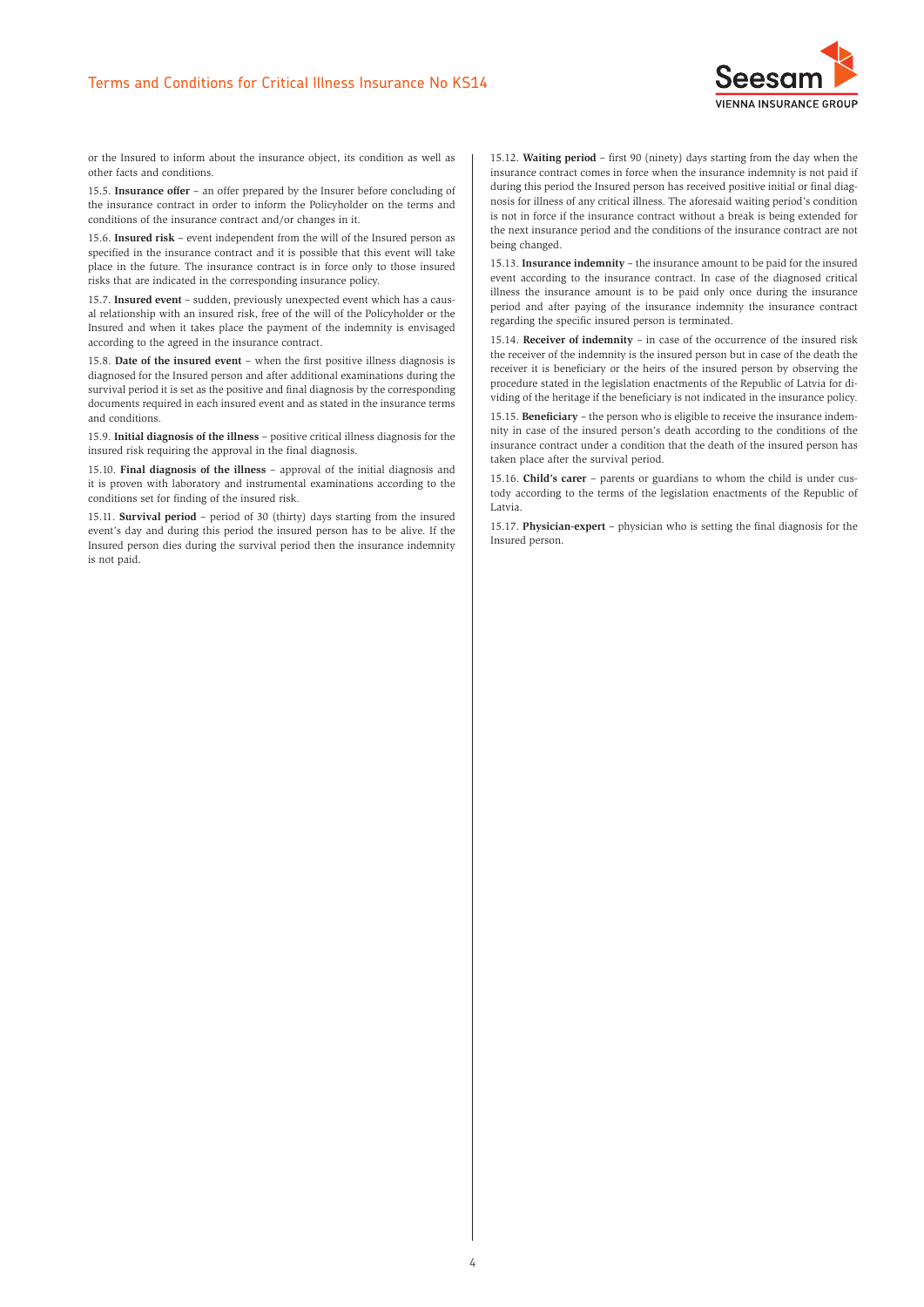or the Insured to inform about the insurance object, its condition as well as other facts and conditions.

15.5. **Insurance offer** – an offer prepared by the Insurer before concluding of the insurance contract in order to inform the Policyholder on the terms and conditions of the insurance contract and/or changes in it.

15.6. **Insured risk** – event independent from the will of the Insured person as specified in the insurance contract and it is possible that this event will take place in the future. The insurance contract is in force only to those insured risks that are indicated in the corresponding insurance policy.

15.7. **Insured event** – sudden, previously unexpected event which has a causal relationship with an insured risk, free of the will of the Policyholder or the Insured and when it takes place the payment of the indemnity is envisaged according to the agreed in the insurance contract.

15.8. **Date of the insured event** – when the first positive illness diagnosis is diagnosed for the Insured person and after additional examinations during the survival period it is set as the positive and final diagnosis by the corresponding documents required in each insured event and as stated in the insurance terms and conditions.

15.9. **Initial diagnosis of the illness** – positive critical illness diagnosis for the insured risk requiring the approval in the final diagnosis.

15.10. **Final diagnosis of the illness** – approval of the initial diagnosis and it is proven with laboratory and instrumental examinations according to the conditions set for finding of the insured risk.

15.11. **Survival period** – period of 30 (thirty) days starting from the insured event's day and during this period the insured person has to be alive. If the Insured person dies during the survival period then the insurance indemnity is not paid.

15.12. **Waiting period** – first 90 (ninety) days starting from the day when the insurance contract comes in force when the insurance indemnity is not paid if during this period the Insured person has received positive initial or final diagnosis for illness of any critical illness. The aforesaid waiting period's condition is not in force if the insurance contract without a break is being extended for the next insurance period and the conditions of the insurance contract are not being changed.

15.13. **Insurance indemnity** – the insurance amount to be paid for the insured event according to the insurance contract. In case of the diagnosed critical illness the insurance amount is to be paid only once during the insurance period and after paying of the insurance indemnity the insurance contract regarding the specific insured person is terminated.

15.14. **Receiver of indemnity** – in case of the occurrence of the insured risk the receiver of the indemnity is the insured person but in case of the death the receiver it is beneficiary or the heirs of the insured person by observing the procedure stated in the legislation enactments of the Republic of Latvia for dividing of the heritage if the beneficiary is not indicated in the insurance policy.

15.15. **Beneficiary** – the person who is eligible to receive the insurance indemnity in case of the insured person's death according to the conditions of the insurance contract under a condition that the death of the insured person has taken place after the survival period.

15.16. **Child's carer** – parents or guardians to whom the child is under custody according to the terms of the legislation enactments of the Republic of Latvia.

15.17. **Physician-expert** – physician who is setting the final diagnosis for the Insured person.